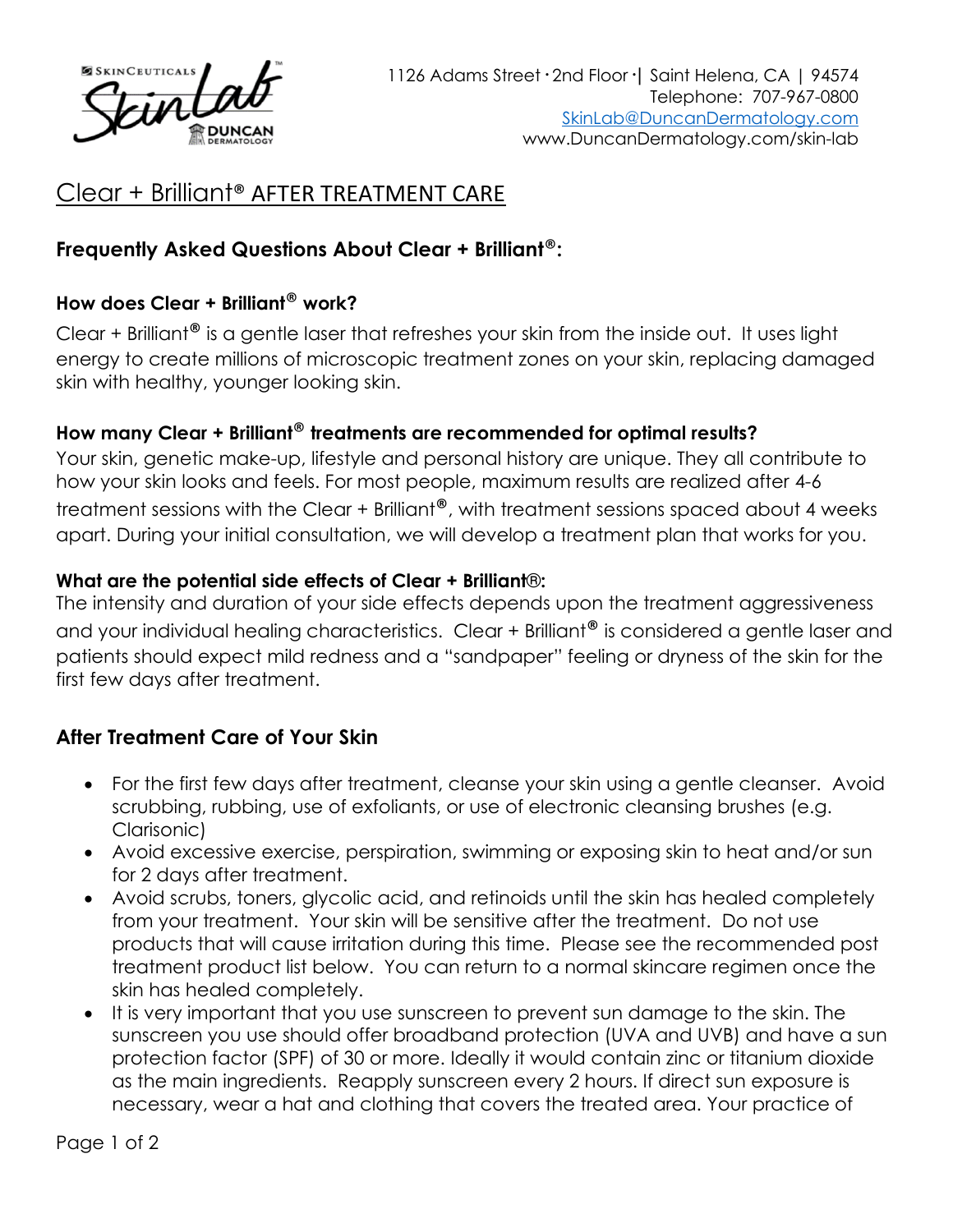1126 Adams Street · 2nd Floor ·| Saint Helena, CA | 94574
Telephone: 707-967-0800
SkinLab@DuncanDermatology.com
www.DuncanDermatology.com/skin-lab

# Clear + Brilliant® AFTER TREATMENT CARE

## Frequently Asked Questions About Clear + Brilliant®:

### How does Clear + Brilliant® work?

Clear + Brilliant® is a gentle laser that refreshes your skin from the inside out. It uses light energy to create millions of microscopic treatment zones on your skin, replacing damaged skin with healthy, younger looking skin.

### How many Clear + Brilliant® treatments are recommended for optimal results?

Your skin, genetic make-up, lifestyle and personal history are unique. They all contribute to how your skin looks and feels. For most people, maximum results are realized after 4-6 treatment sessions with the Clear + Brilliant®, with treatment sessions spaced about 4 weeks apart. During your initial consultation, we will develop a treatment plan that works for you.

### What are the potential side effects of Clear + Brilliant®:

The intensity and duration of your side effects depends upon the treatment aggressiveness and your individual healing characteristics. Clear + Brilliant® is considered a gentle laser and patients should expect mild redness and a "sandpaper" feeling or dryness of the skin for the first few days after treatment.

## After Treatment Care of Your Skin

- For the first few days after treatment, cleanse your skin using a gentle cleanser. Avoid scrubbing, rubbing, use of exfoliants, or use of electronic cleansing brushes (e.g. Clarisonic)
- Avoid excessive exercise, perspiration, swimming or exposing skin to heat and/or sun for 2 days after treatment.
- Avoid scrubs, toners, glycolic acid, and retinoids until the skin has healed completely from your treatment. Your skin will be sensitive after the treatment. Do not use products that will cause irritation during this time. Please see the recommended post treatment product list below. You can return to a normal skincare regimen once the skin has healed completely.
- It is very important that you use sunscreen to prevent sun damage to the skin. The sunscreen you use should offer broadband protection (UVA and UVB) and have a sun protection factor (SPF) of 30 or more. Ideally it would contain zinc or titanium dioxide as the main ingredients. Reapply sunscreen every 2 hours. If direct sun exposure is necessary, wear a hat and clothing that covers the treated area. Your practice of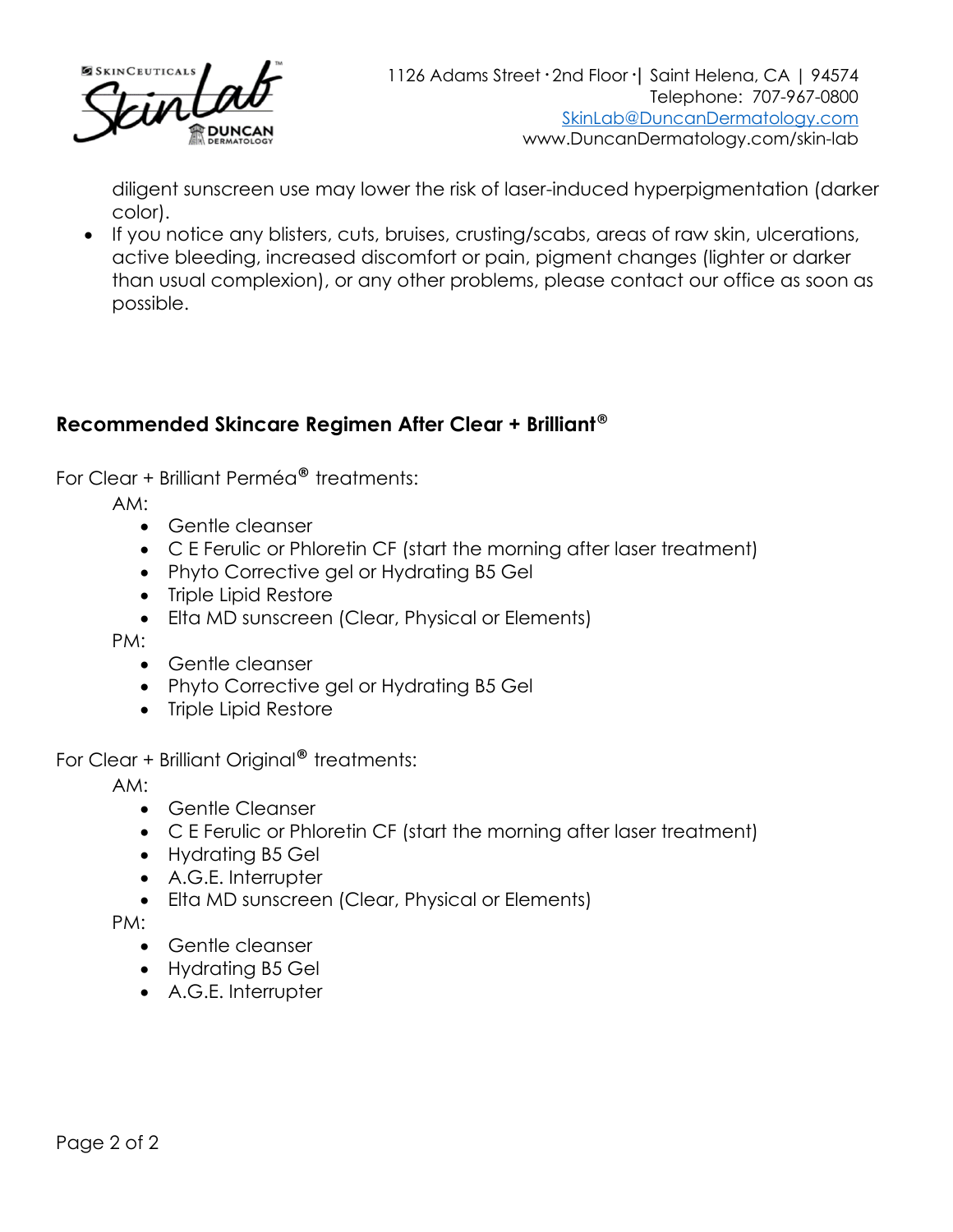diligent sunscreen use may lower the risk of laser-induced hyperpigmentation (darker color).

- If you notice any blisters, cuts, bruises, crusting/scabs, areas of raw skin, ulcerations, active bleeding, increased discomfort or pain, pigment changes (lighter or darker than usual complexion), or any other problems, please contact our office as soon as possible.

## Recommended Skincare Regimen After Clear + Brilliant®

For Clear + Brilliant Perméa® treatments:

AM:

- Gentle cleanser
- C E Ferulic or Phloretin CF (start the morning after laser treatment)
- Phyto Corrective gel or Hydrating B5 Gel
- Triple Lipid Restore
- Elta MD sunscreen (Clear, Physical or Elements)

PM:

- Gentle cleanser
- Phyto Corrective gel or Hydrating B5 Gel
- Triple Lipid Restore

For Clear + Brilliant Original® treatments:

AM:

- Gentle Cleanser
- C E Ferulic or Phloretin CF (start the morning after laser treatment)
- Hydrating B5 Gel
- A.G.E. Interrupter
- Elta MD sunscreen (Clear, Physical or Elements)

PM:

- Gentle cleanser
- Hydrating B5 Gel
- A.G.E. Interrupter